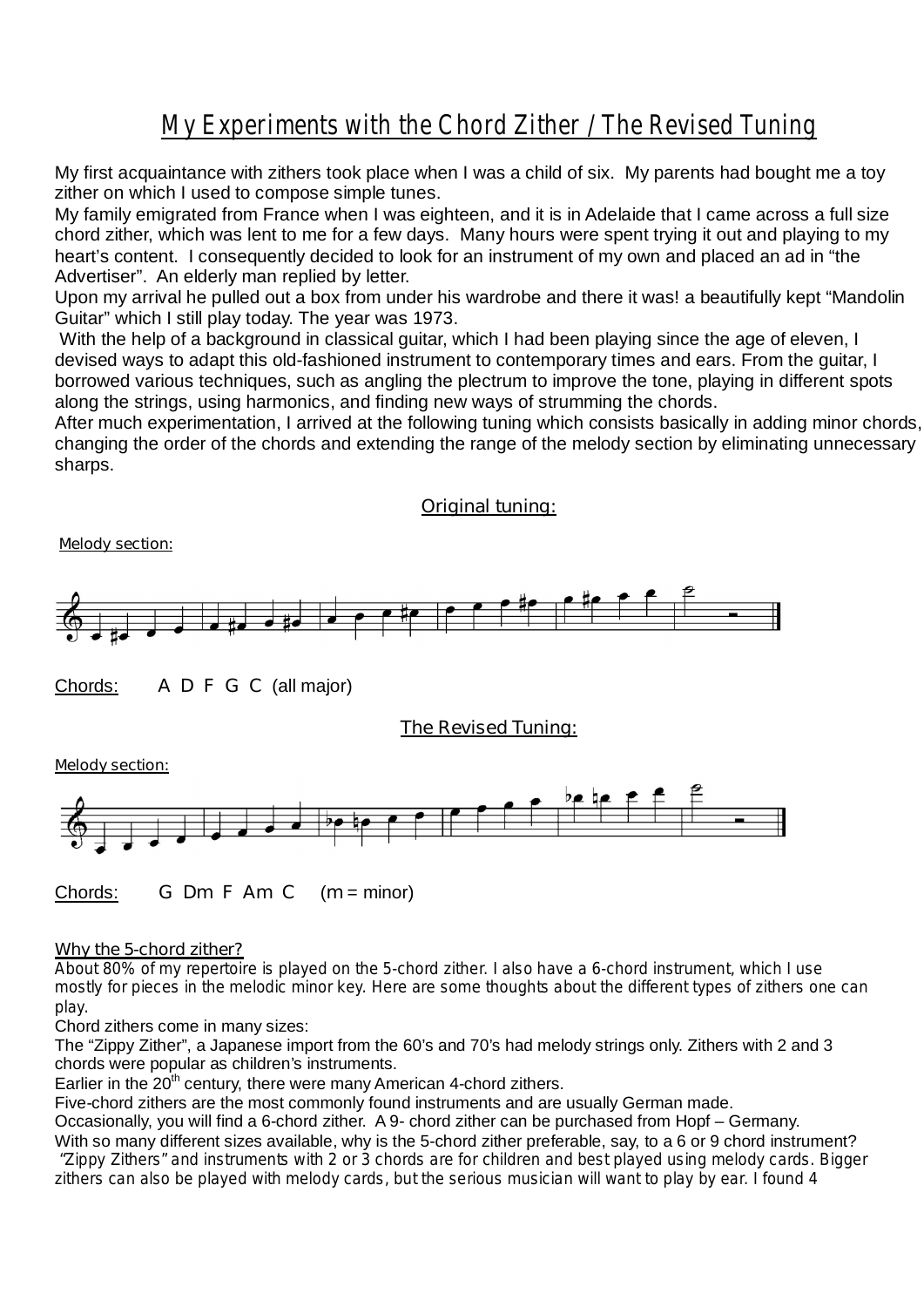# My Experiments with the Chord Zither / The Revised Tuning

My first acquaintance with zithers took place when I was a child of six. My parents had bought me a toy zither on which I used to compose simple tunes.
My family emigrated from France when I was eighteen, and it is in Adelaide that I came across a full size chord zither, which was lent to me for a few days. Many hours were spent trying it out and playing to my heart's content. I consequently decided to look for an instrument of my own and placed an ad in "the Advertiser". An elderly man replied by letter.
Upon my arrival he pulled out a box from under his wardrobe and there it was! a beautifully kept "Mandolin Guitar" which I still play today. The year was 1973.
With the help of a background in classical guitar, which I had been playing since the age of eleven, I devised ways to adapt this old-fashioned instrument to contemporary times and ears. From the guitar, I borrowed various techniques, such as angling the plectrum to improve the tone, playing in different spots along the strings, using harmonics, and finding new ways of strumming the chords.
After much experimentation, I arrived at the following tuning which consists basically in adding minor chords, changing the order of the chords and extending the range of the melody section by eliminating unnecessary sharps.

## Original tuning:

Melody section:

Chords: A D F G C (all major)

## The Revised Tuning:

Melody section:

Chords: G Dm F Am C (m = minor)

### Why the 5-chord zither?

About 80% of my repertoire is played on the 5-chord zither. I also have a 6-chord instrument, which I use mostly for pieces in the melodic minor key. Here are some thoughts about the different types of zithers one can play.
Chord zithers come in many sizes:
The "Zippy Zither", a Japanese import from the 60's and 70's had melody strings only. Zithers with 2 and 3 chords were popular as children's instruments.
Earlier in the 20th century, there were many American 4-chord zithers.
Five-chord zithers are the most commonly found instruments and are usually German made.
Occasionally, you will find a 6-chord zither. A 9- chord zither can be purchased from Hopf – Germany.
With so many different sizes available, why is the 5-chord zither preferable, say, to a 6 or 9 chord instrument?
"Zippy Zithers" and instruments with 2 or 3 chords are for children and best played using melody cards. Bigger zithers can also be played with melody cards, but the serious musician will want to play by ear. I found 4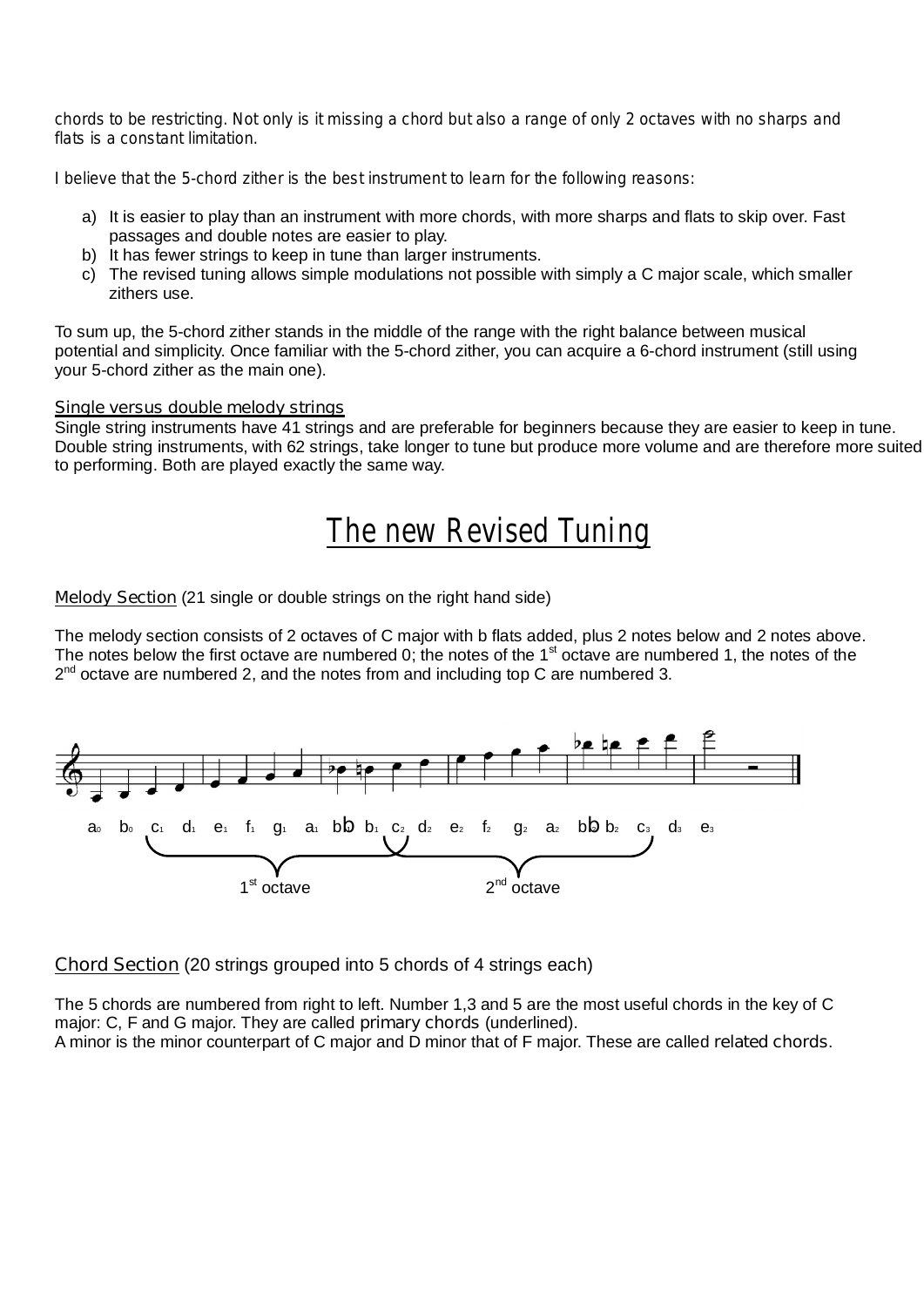chords to be restricting. Not only is it missing a chord but also a range of only 2 octaves with no sharps and flats is a constant limitation.

I believe that the 5-chord zither is the best instrument to learn for the following reasons:

a) It is easier to play than an instrument with more chords, with more sharps and flats to skip over. Fast passages and double notes are easier to play.
b) It has fewer strings to keep in tune than larger instruments.
c) The revised tuning allows simple modulations not possible with simply a C major scale, which smaller zithers use.

To sum up, the 5-chord zither stands in the middle of the range with the right balance between musical potential and simplicity. Once familiar with the 5-chord zither, you can acquire a 6-chord instrument (still using your 5-chord zither as the main one).

### Single versus double melody strings

Single string instruments have 41 strings and are preferable for beginners because they are easier to keep in tune. Double string instruments, with 62 strings, take longer to tune but produce more volume and are therefore more suited to performing. Both are played exactly the same way.

## The new Revised Tuning

### Melody Section (21 single or double strings on the right hand side)

The melody section consists of 2 octaves of C major with b flats added, plus 2 notes below and 2 notes above. The notes below the first octave are numbered 0; the notes of the 1st octave are numbered 1, the notes of the 2nd octave are numbered 2, and the notes from and including top C are numbered 3.

$a_0$ $b_0$ $c_1$ $d_1$ $e_1$ $f_1$ $g_1$ $a_1$ $b\flat_1$ $b_1$ $c_2$ $d_2$ $e_2$ $f_2$ $g_2$ $a_2$ $b\flat_2$ $b_2$ $c_3$ $d_3$ $e_3$

1st octave — 2nd octave

### Chord Section (20 strings grouped into 5 chords of 4 strings each)

The 5 chords are numbered from right to left. Number 1,3 and 5 are the most useful chords in the key of C major: C, F and G major. They are called primary chords (underlined).
A minor is the minor counterpart of C major and D minor that of F major. These are called related chords.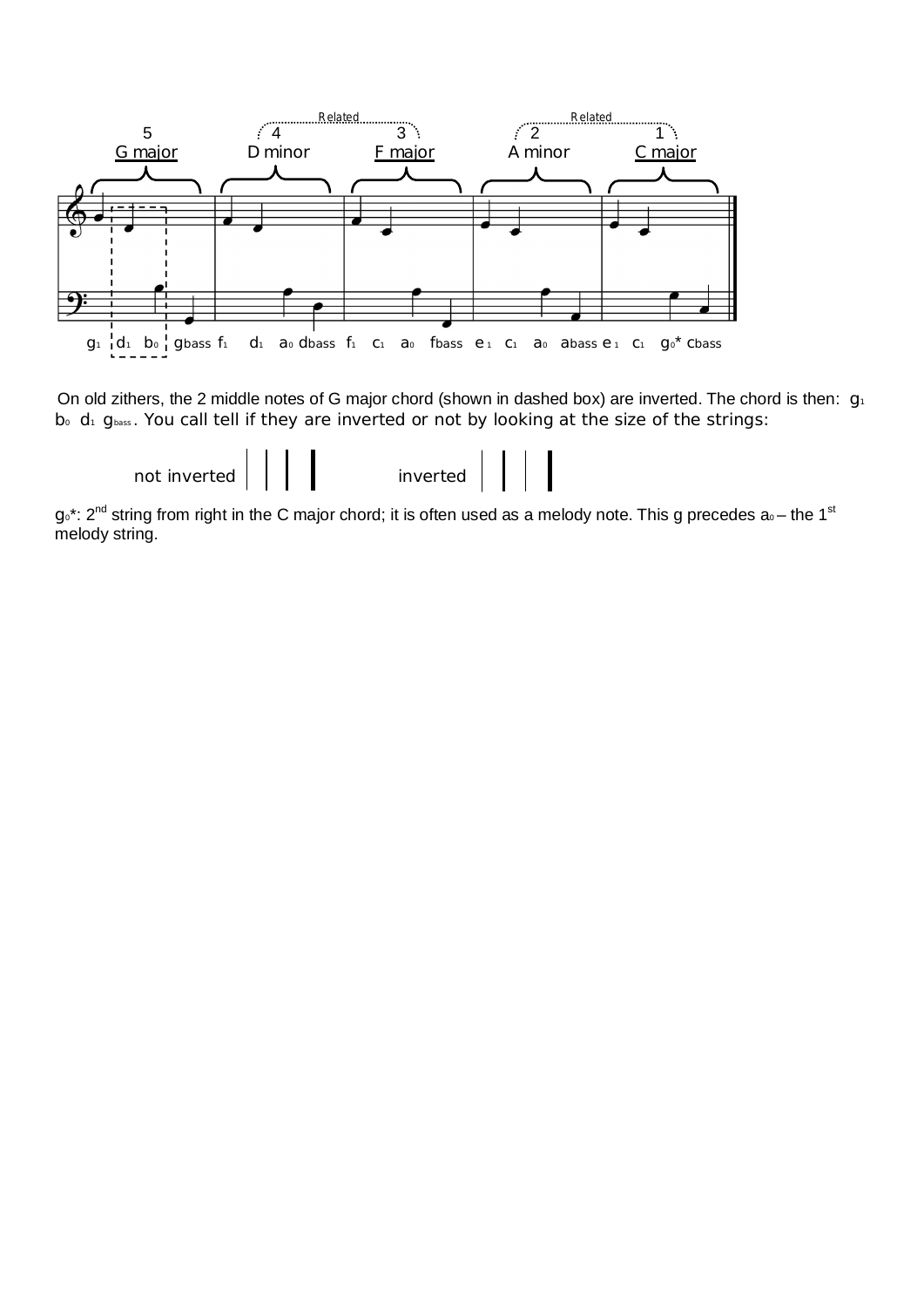Related Related

5 G major | 4 D minor | 3 F major | 2 A minor | 1 C major

$g_1$ $d_1$ $b_0$ $g_{bass}$ $f_1$ $d_1$ $a_0$ $d_{bass}$ $f_1$ $c_1$ $a_0$ $f_{bass}$ $e_1$ $c_1$ $a_0$ $a_{bass}$ $e_1$ $c_1$ $g_0$* $c_{bass}$

On old zithers, the 2 middle notes of G major chord (shown in dashed box) are inverted. The chord is then: $g_1$ $b_0$ $d_1$ $g_{bass}$. You call tell if they are inverted or not by looking at the size of the strings:

not inverted | | | |     inverted | | | |

$g_0$*: 2nd string from right in the C major chord; it is often used as a melody note. This g precedes $a_0$ – the 1st melody string.